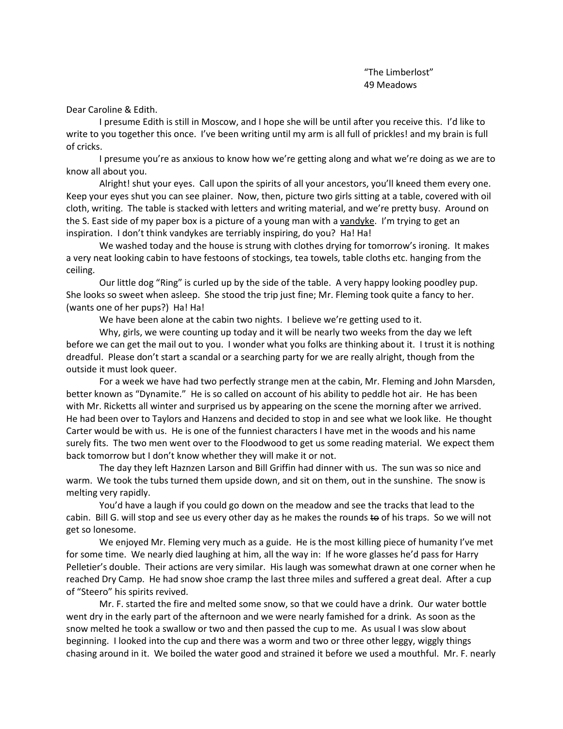"The Limberlost"
49 Meadows

Dear Caroline & Edith.

I presume Edith is still in Moscow, and I hope she will be until after you receive this. I'd like to write to you together this once. I've been writing until my arm is all full of prickles! and my brain is full of cricks.

I presume you're as anxious to know how we're getting along and what we're doing as we are to know all about you.

Alright! shut your eyes. Call upon the spirits of all your ancestors, you'll ~~k~~need them every one. Keep your eyes shut you can see plainer. Now, then, picture two girls sitting at a table, covered with oil cloth, writing. The table is stacked with letters and writing material, and we're pretty busy. Around on the S. East side of my paper box is a picture of a young man with a <u>vandyke</u>. I'm trying to get an inspiration. I don't think vandykes are terribly inspiring, do you? Ha! Ha!

We washed today and the house is strung with clothes drying for tomorrow's ironing. It makes a very neat looking cabin to have festoons of stockings, tea towels, table cloths etc. hanging from the ceiling.

Our little dog "Ring" is curled up by the side of the table. A very happy looking poodley pup. She looks so sweet when asleep. She stood the trip just fine; Mr. Fleming took quite a fancy to her. (wants one of her pups?) Ha! Ha!

We have been alone at the cabin two nights. I believe we're getting used to it.

Why, girls, we were counting up today and it will be nearly two weeks from the day we left before we can get the mail out to you. I wonder what you folks are thinking about it. I trust it is nothing dreadful. Please don't start a scandal or a searching party for we are really alright, though from the outside it must look queer.

For a week we have had two perfectly strange men at the cabin, Mr. Fleming and John Marsden, better known as "Dynamite." He is so called on account of his ability to peddle hot air. He has been with Mr. Ricketts all winter and surprised us by appearing on the scene the morning after we arrived. He had been over to Taylors and Hanzens and decided to stop in and see what we look like. He thought Carter would be with us. He is one of the funniest characters I have met in the woods and his name surely fits. The two men went over to the Floodwood to get us some reading material. We expect them back tomorrow but I don't know whether they will make it or not.

The day they left Haznzen Larson and Bill Griffin had dinner with us. The sun was so nice and warm. We took the tubs turned them upside down, and sit on them, out in the sunshine. The snow is melting very rapidly.

You'd have a laugh if you could go down on the meadow and see the tracks that lead to the cabin. Bill G. will stop and see us every other day as he makes the rounds ~~to~~ of his traps. So we will not get so lonesome.

We enjoyed Mr. Fleming very much as a guide. He is the most killing piece of humanity I've met for some time. We nearly died laughing at him, all the way in: If he wore glasses he'd pass for Harry Pelletier's double. Their actions are very similar. His laugh was somewhat drawn at one corner when he reached Dry Camp. He had snow shoe cramp the last three miles and suffered a great deal. After a cup of "Steero" his spirits revived.

Mr. F. started the fire and melted some snow, so that we could have a drink. Our water bottle went dry in the early part of the afternoon and we were nearly famished for a drink. As soon as the snow melted he took a swallow or two and then passed the cup to me. As usual I was slow about beginning. I looked into the cup and there was a worm and two or three other leggy, wiggly things chasing around in it. We boiled the water good and strained it before we used a mouthful. Mr. F. nearly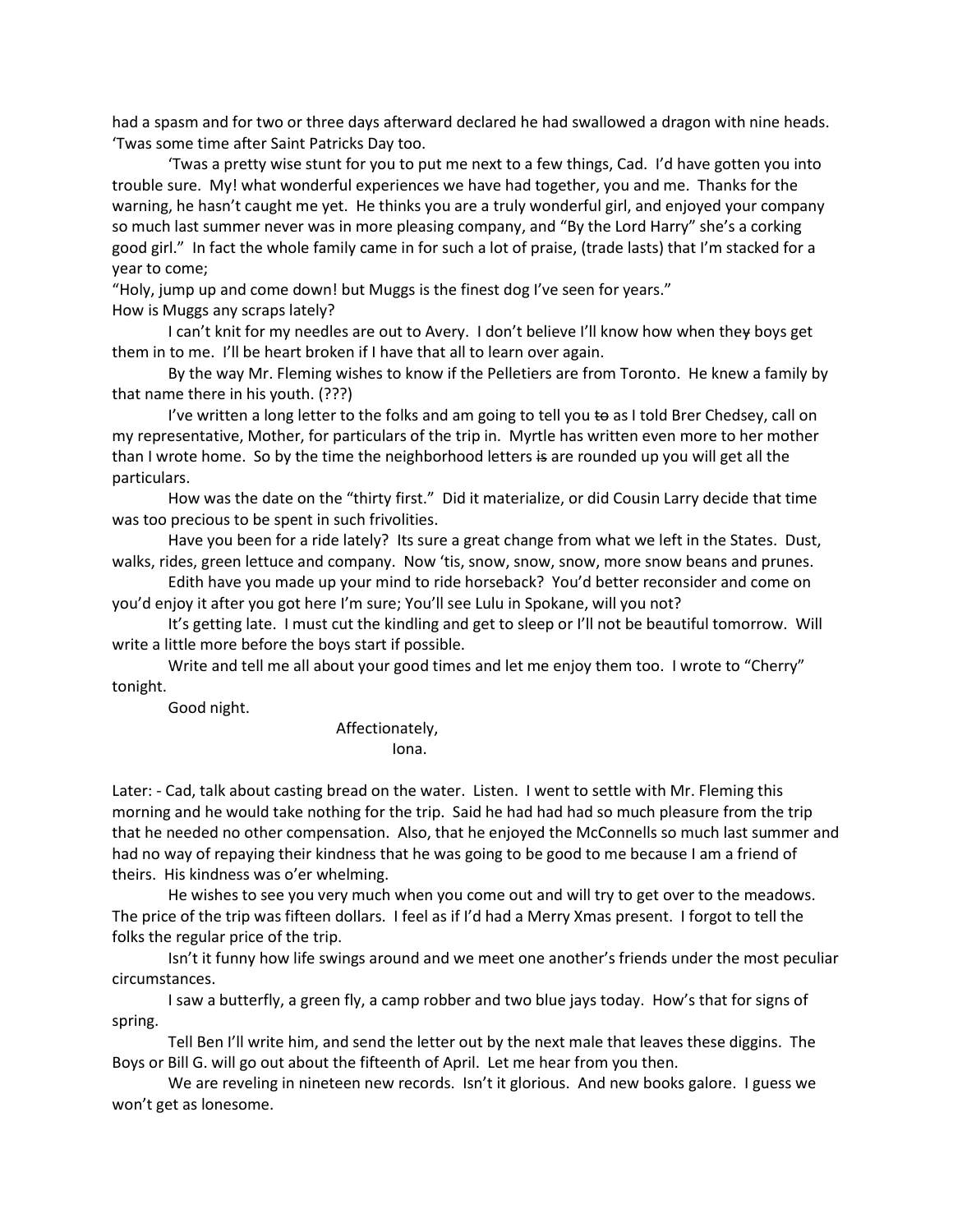had a spasm and for two or three days afterward declared he had swallowed a dragon with nine heads. 'Twas some time after Saint Patricks Day too.

'Twas a pretty wise stunt for you to put me next to a few things, Cad. I'd have gotten you into trouble sure. My! what wonderful experiences we have had together, you and me. Thanks for the warning, he hasn't caught me yet. He thinks you are a truly wonderful girl, and enjoyed your company so much last summer never was in more pleasing company, and "By the Lord Harry" she's a corking good girl." In fact the whole family came in for such a lot of praise, (trade lasts) that I'm stacked for a year to come;

"Holy, jump up and come down! but Muggs is the finest dog I've seen for years."

How is Muggs any scraps lately?

I can't knit for my needles are out to Avery. I don't believe I'll know how when ~~they~~ boys get them in to me. I'll be heart broken if I have that all to learn over again.

By the way Mr. Fleming wishes to know if the Pelletiers are from Toronto. He knew a family by that name there in his youth. (???)

I've written a long letter to the folks and am going to tell you ~~to~~ as I told Brer Chedsey, call on my representative, Mother, for particulars of the trip in. Myrtle has written even more to her mother than I wrote home. So by the time the neighborhood letters ~~is~~ are rounded up you will get all the particulars.

How was the date on the "thirty first." Did it materialize, or did Cousin Larry decide that time was too precious to be spent in such frivolities.

Have you been for a ride lately? Its sure a great change from what we left in the States. Dust, walks, rides, green lettuce and company. Now 'tis, snow, snow, snow, more snow beans and prunes.

Edith have you made up your mind to ride horseback? You'd better reconsider and come on you'd enjoy it after you got here I'm sure; You'll see Lulu in Spokane, will you not?

It's getting late. I must cut the kindling and get to sleep or I'll not be beautiful tomorrow. Will write a little more before the boys start if possible.

Write and tell me all about your good times and let me enjoy them too. I wrote to "Cherry" tonight.

Good night.

Affectionately,
Iona.

Later: - Cad, talk about casting bread on the water. Listen. I went to settle with Mr. Fleming this morning and he would take nothing for the trip. Said he had had so much pleasure from the trip that he needed no other compensation. Also, that he enjoyed the McConnells so much last summer and had no way of repaying their kindness that he was going to be good to me because I am a friend of theirs. His kindness was o'er whelming.

He wishes to see you very much when you come out and will try to get over to the meadows. The price of the trip was fifteen dollars. I feel as if I'd had a Merry Xmas present. I forgot to tell the folks the regular price of the trip.

Isn't it funny how life swings around and we meet one another's friends under the most peculiar circumstances.

I saw a butterfly, a green fly, a camp robber and two blue jays today. How's that for signs of spring.

Tell Ben I'll write him, and send the letter out by the next male that leaves these diggins. The Boys or Bill G. will go out about the fifteenth of April. Let me hear from you then.

We are reveling in nineteen new records. Isn't it glorious. And new books galore. I guess we won't get as lonesome.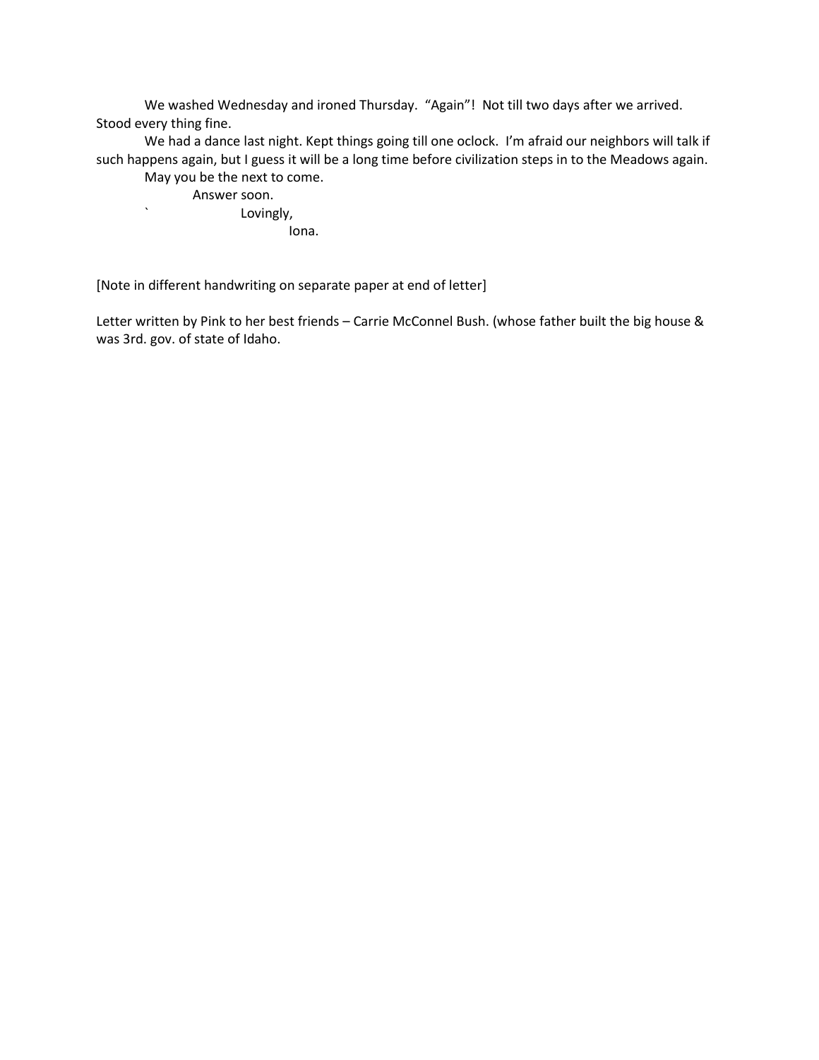We washed Wednesday and ironed Thursday. "Again"! Not till two days after we arrived. Stood every thing fine.

We had a dance last night. Kept things going till one oclock. I'm afraid our neighbors will talk if such happens again, but I guess it will be a long time before civilization steps in to the Meadows again.

May you be the next to come.

Answer soon.

` Lovingly,

Iona.

[Note in different handwriting on separate paper at end of letter]

Letter written by Pink to her best friends – Carrie McConnel Bush. (whose father built the big house & was 3rd. gov. of state of Idaho.